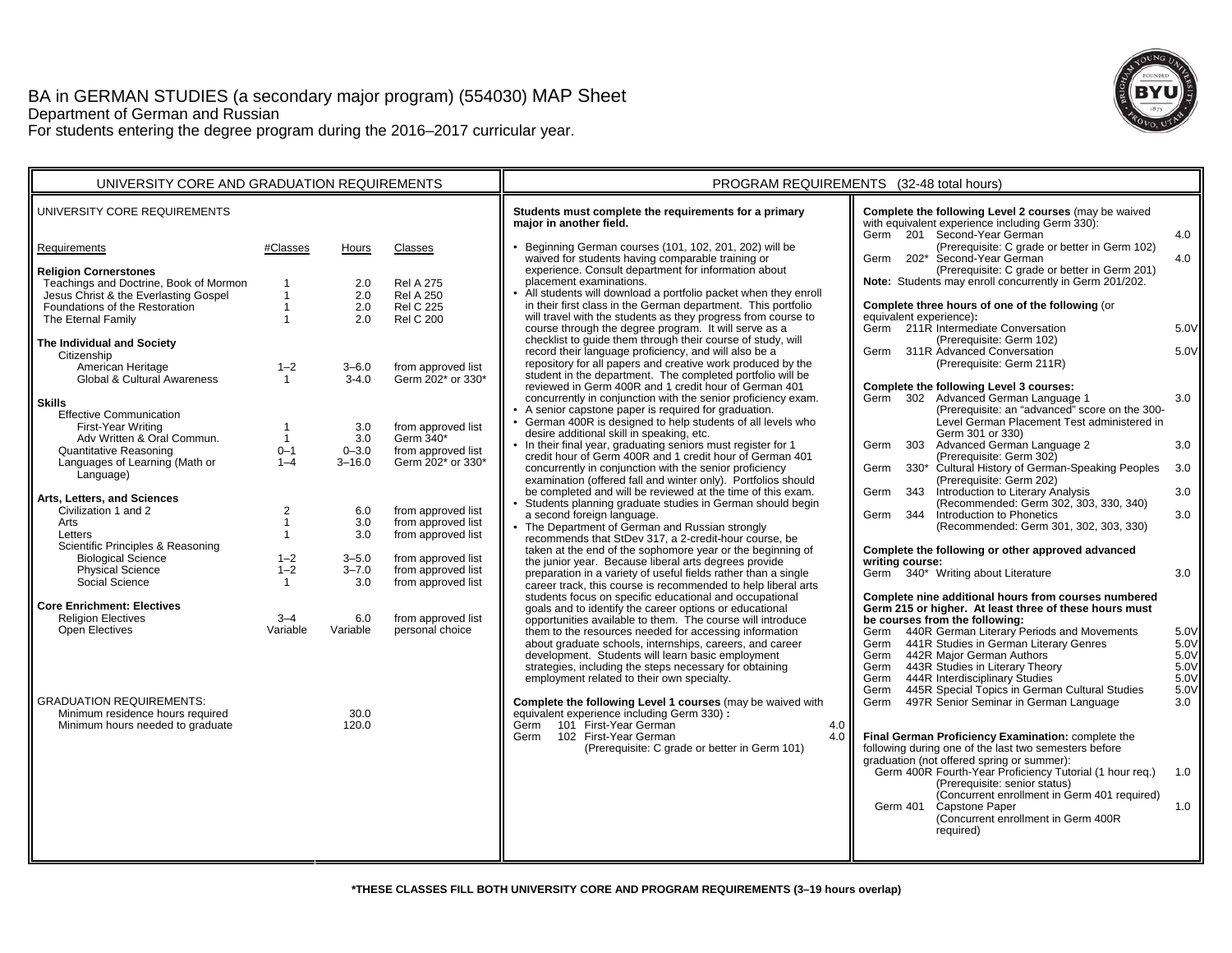# BA in GERMAN STUDIES (a secondary major program) (554030) MAP Sheet

Department of German and Russian

For students entering the degree program during the 2016–2017 curricular year.

## UNIVERSITY CORE AND GRADUATION REQUIREMENTS

### UNIVERSITY CORE REQUIREMENTS

| Requirements | #Classes | Hours | Classes |
|---|---|---|---|
| **Religion Cornerstones** | | | |
| Teachings and Doctrine, Book of Mormon | 1 | 2.0 | Rel A 275 |
| Jesus Christ & the Everlasting Gospel | 1 | 2.0 | Rel A 250 |
| Foundations of the Restoration | 1 | 2.0 | Rel C 225 |
| The Eternal Family | 1 | 2.0 | Rel C 200 |
| **The Individual and Society** | | | |
| Citizenship | | | |
| American Heritage | 1–2 | 3–6.0 | from approved list |
| Global & Cultural Awareness | 1 | 3-4.0 | Germ 202* or 330* |
| **Skills** | | | |
| Effective Communication | | | |
| First-Year Writing | 1 | 3.0 | from approved list |
| Adv Written & Oral Commun. | 1 | 3.0 | Germ 340* |
| Quantitative Reasoning | 0–1 | 0–3.0 | from approved list |
| Languages of Learning (Math or Language) | 1–4 | 3–16.0 | Germ 202* or 330* |
| **Arts, Letters, and Sciences** | | | |
| Civilization 1 and 2 | 2 | 6.0 | from approved list |
| Arts | 1 | 3.0 | from approved list |
| Letters | 1 | 3.0 | from approved list |
| Scientific Principles & Reasoning | | | |
| Biological Science | 1–2 | 3–5.0 | from approved list |
| Physical Science | 1–2 | 3–7.0 | from approved list |
| Social Science | 1 | 3.0 | from approved list |
| **Core Enrichment: Electives** | | | |
| Religion Electives | 3–4 | 6.0 | from approved list |
| Open Electives | Variable | Variable | personal choice |

### GRADUATION REQUIREMENTS:

| | |
|---|---|
| Minimum residence hours required | 30.0 |
| Minimum hours needed to graduate | 120.0 |

## PROGRAM REQUIREMENTS (32-48 total hours)

**Students must complete the requirements for a primary major in another field.**

- Beginning German courses (101, 102, 201, 202) will be waived for students having comparable training or experience. Consult department for information about placement examinations.
- All students will download a portfolio packet when they enroll in their first class in the German department. This portfolio will travel with the students as they progress from course to course through the degree program. It will serve as a checklist to guide them through their course of study, will record their language proficiency, and will also be a repository for all papers and creative work produced by the student in the department. The completed portfolio will be reviewed in Germ 400R and 1 credit hour of German 401 concurrently in conjunction with the senior proficiency exam.
- A senior capstone paper is required for graduation.
- German 400R is designed to help students of all levels who desire additional skill in speaking, etc.
- In their final year, graduating seniors must register for 1 credit hour of Germ 400R and 1 credit hour of German 401 concurrently in conjunction with the senior proficiency examination (offered fall and winter only). Portfolios should be completed and will be reviewed at the time of this exam.
- Students planning graduate studies in German should begin a second foreign language.
- The Department of German and Russian strongly recommends that StDev 317, a 2-credit-hour course, be taken at the end of the sophomore year or the beginning of the junior year. Because liberal arts degrees provide preparation in a variety of useful fields rather than a single career track, this course is recommended to help liberal arts students focus on specific educational and occupational goals and to identify the career options or educational opportunities available to them. The course will introduce them to the resources needed for accessing information about graduate schools, internships, careers, and career development. Students will learn basic employment strategies, including the steps necessary for obtaining employment related to their own specialty.

**Complete the following Level 1 courses** (may be waived with equivalent experience including Germ 330) **:**

| | | |
|---|---|---|
| Germ 101 | First-Year German | 4.0 |
| Germ 102 | First-Year German (Prerequisite: C grade or better in Germ 101) | 4.0 |

**Complete the following Level 2 courses** (may be waived with equivalent experience including Germ 330):

| | | |
|---|---|---|
| Germ 201 | Second-Year German (Prerequisite: C grade or better in Germ 102) | 4.0 |
| Germ 202* | Second-Year German (Prerequisite: C grade or better in Germ 201) | 4.0 |

**Note:** Students may enroll concurrently in Germ 201/202.

**Complete three hours of one of the following** (or equivalent experience)**:**

| | | |
|---|---|---|
| Germ 211R | Intermediate Conversation (Prerequisite: Germ 102) | 5.0V |
| Germ 311R | Advanced Conversation (Prerequisite: Germ 211R) | 5.0V |

**Complete the following Level 3 courses:**

| | | |
|---|---|---|
| Germ 302 | Advanced German Language 1 (Prerequisite: an "advanced" score on the 300-Level German Placement Test administered in Germ 301 or 330) | 3.0 |
| Germ 303 | Advanced German Language 2 (Prerequisite: Germ 302) | 3.0 |
| Germ 330* | Cultural History of German-Speaking Peoples (Prerequisite: Germ 202) | 3.0 |
| Germ 343 | Introduction to Literary Analysis (Recommended: Germ 302, 303, 330, 340) | 3.0 |
| Germ 344 | Introduction to Phonetics (Recommended: Germ 301, 302, 303, 330) | 3.0 |

**Complete the following or other approved advanced writing course:**

| | | |
|---|---|---|
| Germ 340* | Writing about Literature | 3.0 |

**Complete nine additional hours from courses numbered Germ 215 or higher. At least three of these hours must be courses from the following:**

| | | |
|---|---|---|
| Germ 440R | German Literary Periods and Movements | 5.0V |
| Germ 441R | Studies in German Literary Genres | 5.0V |
| Germ 442R | Major German Authors | 5.0V |
| Germ 443R | Studies in Literary Theory | 5.0V |
| Germ 444R | Interdisciplinary Studies | 5.0V |
| Germ 445R | Special Topics in German Cultural Studies | 5.0V |
| Germ 497R | Senior Seminar in German Language | 3.0 |

**Final German Proficiency Examination:** complete the following during one of the last two semesters before graduation (not offered spring or summer):

| | | |
|---|---|---|
| Germ 400R | Fourth-Year Proficiency Tutorial (1 hour req.) (Prerequisite: senior status) (Concurrent enrollment in Germ 401 required) | 1.0 |
| Germ 401 | Capstone Paper (Concurrent enrollment in Germ 400R required) | 1.0 |

**\*THESE CLASSES FILL BOTH UNIVERSITY CORE AND PROGRAM REQUIREMENTS (3–19 hours overlap)**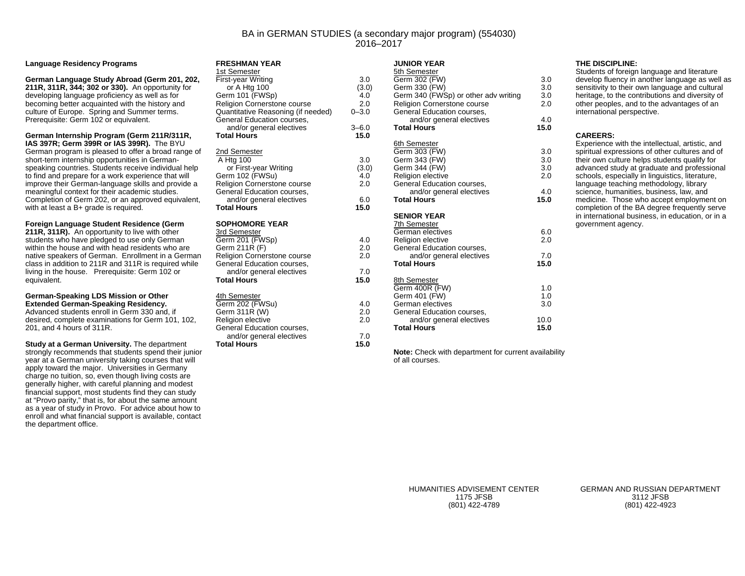# BA in GERMAN STUDIES (a secondary major program) (554030)

2016–2017

## Language Residency Programs

**German Language Study Abroad (Germ 201, 202, 211R, 311R, 344; 302 or 330).** An opportunity for developing language proficiency as well as for becoming better acquainted with the history and culture of Europe. Spring and Summer terms. Prerequisite: Germ 102 or equivalent.

**German Internship Program (Germ 211R/311R, IAS 397R; Germ 399R or IAS 399R).** The BYU German program is pleased to offer a broad range of short-term internship opportunities in German-speaking countries. Students receive individual help to find and prepare for a work experience that will improve their German-language skills and provide a meaningful context for their academic studies. Completion of Germ 202, or an approved equivalent, with at least a B+ grade is required.

**Foreign Language Student Residence (Germ 211R, 311R).** An opportunity to live with other students who have pledged to use only German within the house and with head residents who are native speakers of German. Enrollment in a German class in addition to 211R and 311R is required while living in the house. Prerequisite: Germ 102 or equivalent.

**German-Speaking LDS Mission or Other Extended German-Speaking Residency.** Advanced students enroll in Germ 330 and, if desired, complete examinations for Germ 101, 102, 201, and 4 hours of 311R.

**Study at a German University.** The department strongly recommends that students spend their junior year at a German university taking courses that will apply toward the major. Universities in Germany charge no tuition, so, even though living costs are generally higher, with careful planning and modest financial support, most students find they can study at "Provo parity," that is, for about the same amount as a year of study in Provo. For advice about how to enroll and what financial support is available, contact the department office.

## FRESHMAN YEAR

| 1st Semester | |
|---|---|
| First-year Writing | 3.0 |
| or A Htg 100 | (3.0) |
| Germ 101 (FWSp) | 4.0 |
| Religion Cornerstone course | 2.0 |
| Quantitative Reasoning (if needed) | 0–3.0 |
| General Education courses, and/or general electives | 3–6.0 |
| **Total Hours** | **15.0** |

| 2nd Semester | |
|---|---|
| A Htg 100 | 3.0 |
| or First-year Writing | (3.0) |
| Germ 102 (FWSu) | 4.0 |
| Religion Cornerstone course | 2.0 |
| General Education courses, and/or general electives | 6.0 |
| **Total Hours** | **15.0** |

## SOPHOMORE YEAR

| 3rd Semester | |
|---|---|
| Germ 201 (FWSp) | 4.0 |
| Germ 211R (F) | 2.0 |
| Religion Cornerstone course | 2.0 |
| General Education courses, and/or general electives | 7.0 |
| **Total Hours** | **15.0** |

| 4th Semester | |
|---|---|
| Germ 202 (FWSu) | 4.0 |
| Germ 311R (W) | 2.0 |
| Religion elective | 2.0 |
| General Education courses, and/or general electives | 7.0 |
| **Total Hours** | **15.0** |

## JUNIOR YEAR

| 5th Semester | |
|---|---|
| Germ 302 (FW) | 3.0 |
| Germ 330 (FW) | 3.0 |
| Germ 340 (FWSp) or other adv writing | 3.0 |
| Religion Cornerstone course | 2.0 |
| General Education courses, and/or general electives | 4.0 |
| **Total Hours** | **15.0** |

| 6th Semester | |
|---|---|
| Germ 303 (FW) | 3.0 |
| Germ 343 (FW) | 3.0 |
| Germ 344 (FW) | 3.0 |
| Religion elective | 2.0 |
| General Education courses, and/or general electives | 4.0 |
| **Total Hours** | **15.0** |

## SENIOR YEAR

| 7th Semester | |
|---|---|
| German electives | 6.0 |
| Religion elective | 2.0 |
| General Education courses, and/or general electives | 7.0 |
| **Total Hours** | **15.0** |

| 8th Semester | |
|---|---|
| Germ 400R (FW) | 1.0 |
| Germ 401 (FW) | 1.0 |
| German electives | 3.0 |
| General Education courses, and/or general electives | 10.0 |
| **Total Hours** | **15.0** |

**Note:** Check with department for current availability of all courses.

## THE DISCIPLINE:

Students of foreign language and literature develop fluency in another language as well as sensitivity to their own language and cultural heritage, to the contributions and diversity of other peoples, and to the advantages of an international perspective.

## CAREERS:

Experience with the intellectual, artistic, and spiritual expressions of other cultures and of their own culture helps students qualify for advanced study at graduate and professional schools, especially in linguistics, literature, language teaching methodology, library science, humanities, business, law, and medicine. Those who accept employment on completion of the BA degree frequently serve in international business, in education, or in a government agency.

HUMANITIES ADVISEMENT CENTER
1175 JFSB
(801) 422-4789

GERMAN AND RUSSIAN DEPARTMENT
3112 JFSB
(801) 422-4923